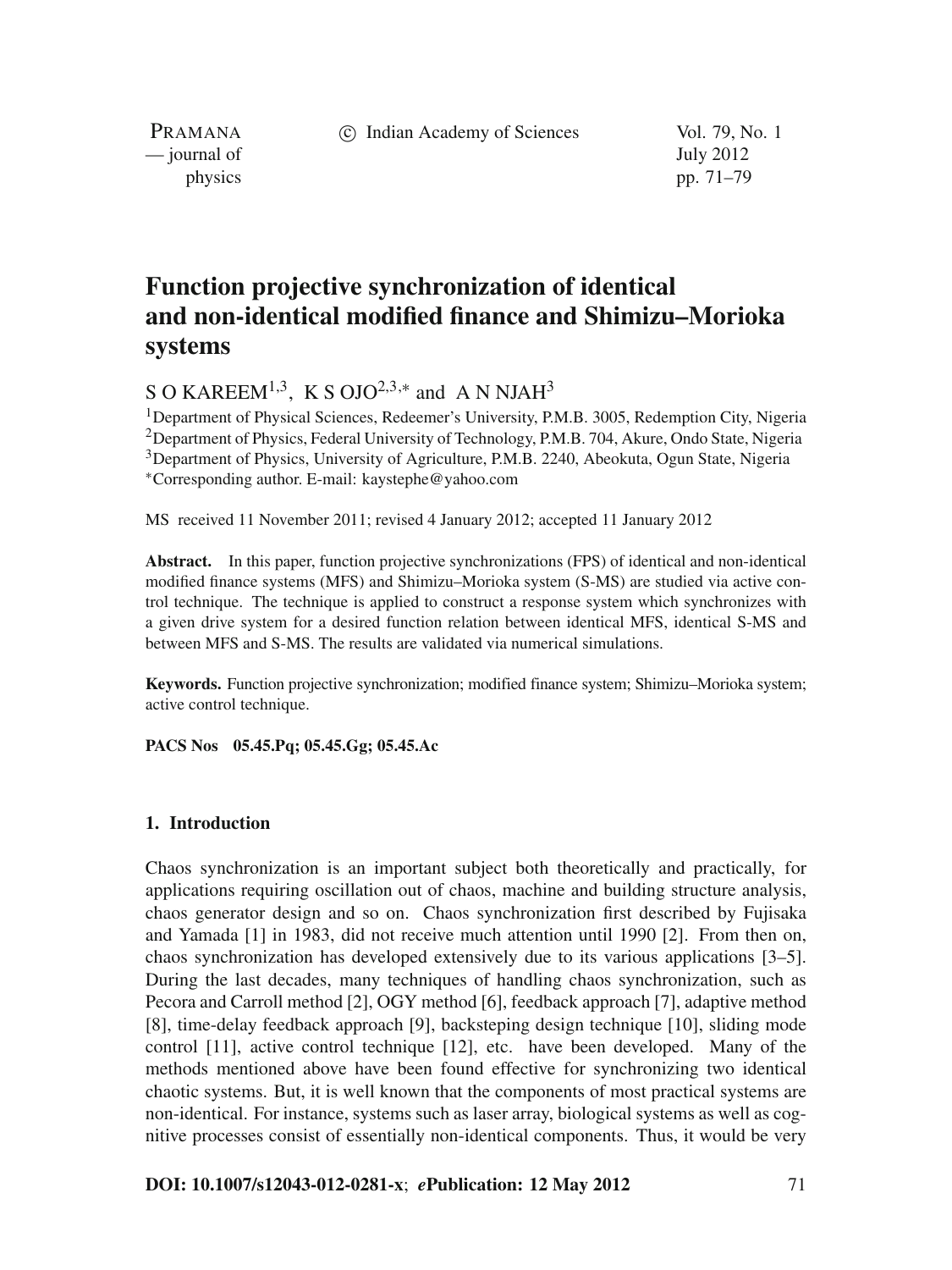# Function projective synchronization of identical and non-identical modified finance and Shimizu–Morioka systems

S O KAREEM[1,3], K S OJO[2,3,*] and A N NJAH[3]

[1]Department of Physical Sciences, Redeemer's University, P.M.B. 3005, Redemption City, Nigeria
[2]Department of Physics, Federal University of Technology, P.M.B. 704, Akure, Ondo State, Nigeria
[3]Department of Physics, University of Agriculture, P.M.B. 2240, Abeokuta, Ogun State, Nigeria
[*]Corresponding author. E-mail: kaystephe@yahoo.com

MS received 11 November 2011; revised 4 January 2012; accepted 11 January 2012

**Abstract.** In this paper, function projective synchronizations (FPS) of identical and non-identical modified finance systems (MFS) and Shimizu–Morioka system (S-MS) are studied via active control technique. The technique is applied to construct a response system which synchronizes with a given drive system for a desired function relation between identical MFS, identical S-MS and between MFS and S-MS. The results are validated via numerical simulations.

**Keywords.** Function projective synchronization; modified finance system; Shimizu–Morioka system; active control technique.

**PACS Nos** 05.45.Pq; 05.45.Gg; 05.45.Ac

## 1. Introduction

Chaos synchronization is an important subject both theoretically and practically, for applications requiring oscillation out of chaos, machine and building structure analysis, chaos generator design and so on. Chaos synchronization first described by Fujisaka and Yamada [1] in 1983, did not receive much attention until 1990 [2]. From then on, chaos synchronization has developed extensively due to its various applications [3–5]. During the last decades, many techniques of handling chaos synchronization, such as Pecora and Carroll method [2], OGY method [6], feedback approach [7], adaptive method [8], time-delay feedback approach [9], backsteping design technique [10], sliding mode control [11], active control technique [12], etc. have been developed. Many of the methods mentioned above have been found effective for synchronizing two identical chaotic systems. But, it is well known that the components of most practical systems are non-identical. For instance, systems such as laser array, biological systems as well as cognitive processes consist of essentially non-identical components. Thus, it would be very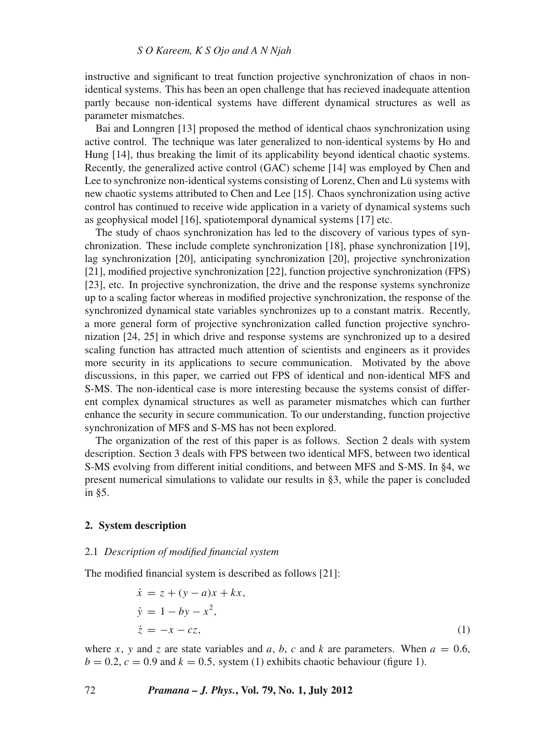instructive and significant to treat function projective synchronization of chaos in non-identical systems. This has been an open challenge that has recieved inadequate attention partly because non-identical systems have different dynamical structures as well as parameter mismatches.

Bai and Lonngren [13] proposed the method of identical chaos synchronization using active control. The technique was later generalized to non-identical systems by Ho and Hung [14], thus breaking the limit of its applicability beyond identical chaotic systems. Recently, the generalized active control (GAC) scheme [14] was employed by Chen and Lee to synchronize non-identical systems consisting of Lorenz, Chen and Lü systems with new chaotic systems attributed to Chen and Lee [15]. Chaos synchronization using active control has continued to receive wide application in a variety of dynamical systems such as geophysical model [16], spatiotemporal dynamical systems [17] etc.

The study of chaos synchronization has led to the discovery of various types of synchronization. These include complete synchronization [18], phase synchronization [19], lag synchronization [20], anticipating synchronization [20], projective synchronization [21], modified projective synchronization [22], function projective synchronization (FPS) [23], etc. In projective synchronization, the drive and the response systems synchronize up to a scaling factor whereas in modified projective synchronization, the response of the synchronized dynamical state variables synchronizes up to a constant matrix. Recently, a more general form of projective synchronization called function projective synchronization [24, 25] in which drive and response systems are synchronized up to a desired scaling function has attracted much attention of scientists and engineers as it provides more security in its applications to secure communication. Motivated by the above discussions, in this paper, we carried out FPS of identical and non-identical MFS and S-MS. The non-identical case is more interesting because the systems consist of different complex dynamical structures as well as parameter mismatches which can further enhance the security in secure communication. To our understanding, function projective synchronization of MFS and S-MS has not been explored.

The organization of the rest of this paper is as follows. Section 2 deals with system description. Section 3 deals with FPS between two identical MFS, between two identical S-MS evolving from different initial conditions, and between MFS and S-MS. In §4, we present numerical simulations to validate our results in §3, while the paper is concluded in §5.

## 2. System description

### 2.1 *Description of modified financial system*

The modified financial system is described as follows [21]:

$$
\begin{aligned}
\dot{x} &= z + (y - a)x + kx,\\
\dot{y} &= 1 - by - x^2,\\
\dot{z} &= -x - cz,
\end{aligned}
\tag{1}
$$

where $x$, $y$ and $z$ are state variables and $a$, $b$, $c$ and $k$ are parameters. When $a = 0.6$, $b = 0.2$, $c = 0.9$ and $k = 0.5$, system (1) exhibits chaotic behaviour (figure 1).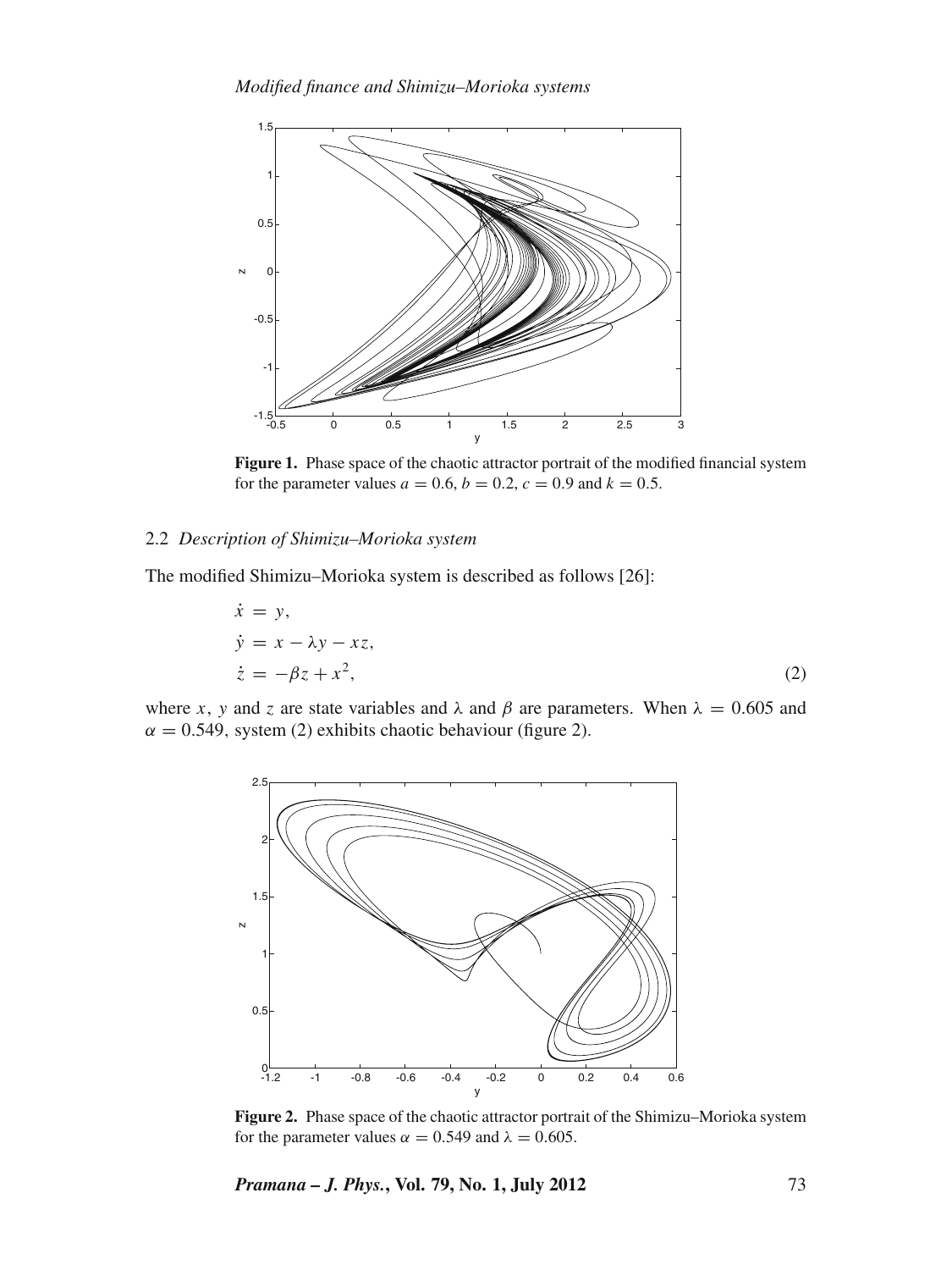**Figure 1.** Phase space of the chaotic attractor portrait of the modified financial system for the parameter values $a = 0.6$, $b = 0.2$, $c = 0.9$ and $k = 0.5$.

### 2.2 *Description of Shimizu–Morioka system*

The modified Shimizu–Morioka system is described as follows [26]:

$$
\begin{aligned}
\dot{x} &= y, \\
\dot{y} &= x - \lambda y - xz, \\
\dot{z} &= -\beta z + x^2,
\end{aligned}
\tag{2}
$$

where $x$, $y$ and $z$ are state variables and $\lambda$ and $\beta$ are parameters. When $\lambda = 0.605$ and $\alpha = 0.549$, system (2) exhibits chaotic behaviour (figure 2).

**Figure 2.** Phase space of the chaotic attractor portrait of the Shimizu–Morioka system for the parameter values $\alpha = 0.549$ and $\lambda = 0.605$.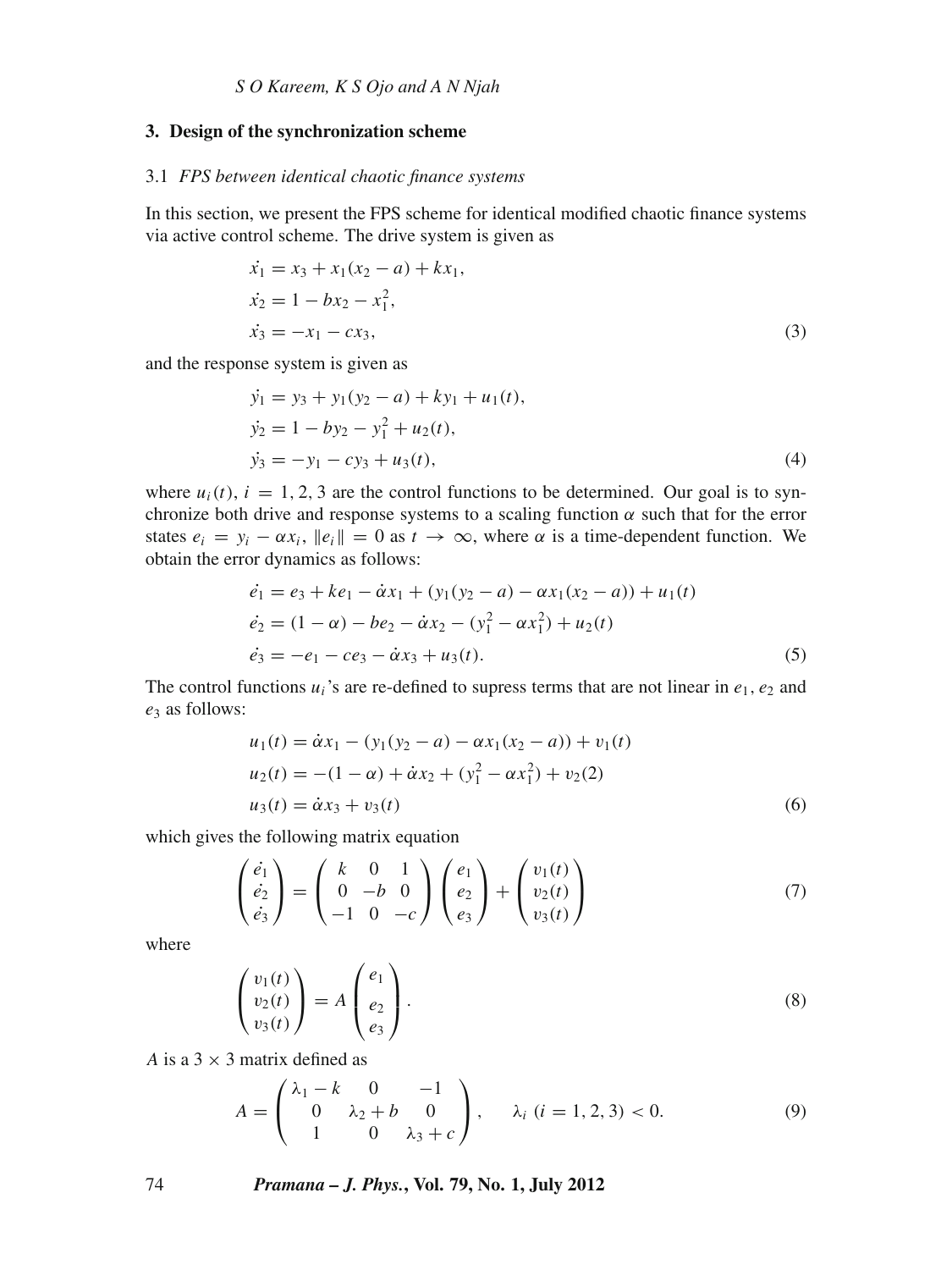## 3. Design of the synchronization scheme

### 3.1 *FPS between identical chaotic finance systems*

In this section, we present the FPS scheme for identical modified chaotic finance systems via active control scheme. The drive system is given as

$$
\begin{aligned}
\dot{x_1} &= x_3 + x_1(x_2 - a) + kx_1, \\
\dot{x_2} &= 1 - bx_2 - x_1^2, \\
\dot{x_3} &= -x_1 - cx_3,
\end{aligned}
\tag{3}
$$

and the response system is given as

$$
\begin{aligned}
\dot{y_1} &= y_3 + y_1(y_2 - a) + ky_1 + u_1(t), \\
\dot{y_2} &= 1 - by_2 - y_1^2 + u_2(t), \\
\dot{y_3} &= -y_1 - cy_3 + u_3(t),
\end{aligned}
\tag{4}
$$

where $u_i(t)$, $i = 1, 2, 3$ are the control functions to be determined. Our goal is to synchronize both drive and response systems to a scaling function $\alpha$ such that for the error states $e_i = y_i - \alpha x_i$, $\|e_i\| = 0$ as $t \to \infty$, where $\alpha$ is a time-dependent function. We obtain the error dynamics as follows:

$$
\begin{aligned}
\dot{e_1} &= e_3 + ke_1 - \dot{\alpha}x_1 + (y_1(y_2 - a) - \alpha x_1(x_2 - a)) + u_1(t) \\
\dot{e_2} &= (1 - \alpha) - be_2 - \dot{\alpha}x_2 - (y_1^2 - \alpha x_1^2) + u_2(t) \\
\dot{e_3} &= -e_1 - ce_3 - \dot{\alpha}x_3 + u_3(t).
\end{aligned}
\tag{5}
$$

The control functions $u_i$'s are re-defined to supress terms that are not linear in $e_1$, $e_2$ and $e_3$ as follows:

$$
\begin{aligned}
u_1(t) &= \dot{\alpha}x_1 - (y_1(y_2 - a) - \alpha x_1(x_2 - a)) + v_1(t) \\
u_2(t) &= -(1 - \alpha) + \dot{\alpha}x_2 + (y_1^2 - \alpha x_1^2) + v_2(2) \\
u_3(t) &= \dot{\alpha}x_3 + v_3(t)
\end{aligned}
\tag{6}
$$

which gives the following matrix equation

$$
\begin{pmatrix} \dot{e_1} \\ \dot{e_2} \\ \dot{e_3} \end{pmatrix} = \begin{pmatrix} k & 0 & 1 \\ 0 & -b & 0 \\ -1 & 0 & -c \end{pmatrix} \begin{pmatrix} e_1 \\ e_2 \\ e_3 \end{pmatrix} + \begin{pmatrix} v_1(t) \\ v_2(t) \\ v_3(t) \end{pmatrix}
\tag{7}
$$

where

$$
\begin{pmatrix} v_1(t) \\ v_2(t) \\ v_3(t) \end{pmatrix} = A \begin{pmatrix} e_1 \\ e_2 \\ e_3 \end{pmatrix}.
\tag{8}
$$

$A$ is a $3 \times 3$ matrix defined as

$$
A = \begin{pmatrix} \lambda_1 - k & 0 & -1 \\ 0 & \lambda_2 + b & 0 \\ 1 & 0 & \lambda_3 + c \end{pmatrix}, \qquad \lambda_i \ (i = 1, 2, 3) < 0.
\tag{9}
$$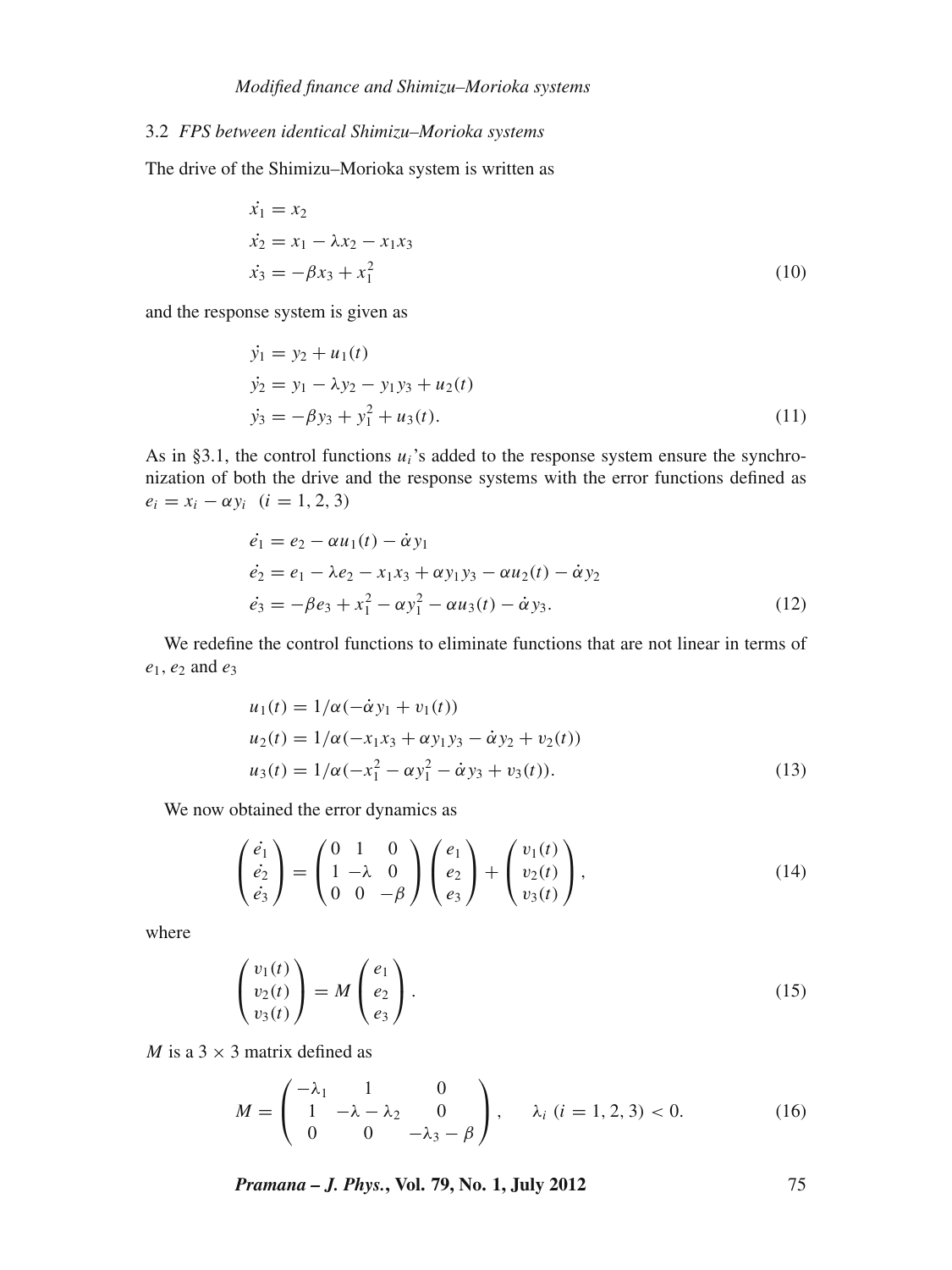### 3.2 *FPS between identical Shimizu–Morioka systems*

The drive of the Shimizu–Morioka system is written as

$$
\begin{aligned}
\dot{x_1} &= x_2 \\
\dot{x_2} &= x_1 - \lambda x_2 - x_1 x_3 \\
\dot{x_3} &= -\beta x_3 + x_1^2
\end{aligned}
\tag{10}
$$

and the response system is given as

$$
\begin{aligned}
\dot{y_1} &= y_2 + u_1(t) \\
\dot{y_2} &= y_1 - \lambda y_2 - y_1 y_3 + u_2(t) \\
\dot{y_3} &= -\beta y_3 + y_1^2 + u_3(t).
\end{aligned}
\tag{11}
$$

As in §3.1, the control functions $u_i$'s added to the response system ensure the synchronization of both the drive and the response systems with the error functions defined as $e_i = x_i - \alpha y_i \quad (i = 1, 2, 3)$

$$
\begin{aligned}
\dot{e_1} &= e_2 - \alpha u_1(t) - \dot{\alpha} y_1 \\
\dot{e_2} &= e_1 - \lambda e_2 - x_1 x_3 + \alpha y_1 y_3 - \alpha u_2(t) - \dot{\alpha} y_2 \\
\dot{e_3} &= -\beta e_3 + x_1^2 - \alpha y_1^2 - \alpha u_3(t) - \dot{\alpha} y_3.
\end{aligned}
\tag{12}
$$

We redefine the control functions to eliminate functions that are not linear in terms of $e_1$, $e_2$ and $e_3$

$$
\begin{aligned}
u_1(t) &= 1/\alpha(-\dot{\alpha} y_1 + v_1(t)) \\
u_2(t) &= 1/\alpha(-x_1 x_3 + \alpha y_1 y_3 - \dot{\alpha} y_2 + v_2(t)) \\
u_3(t) &= 1/\alpha(-x_1^2 - \alpha y_1^2 - \dot{\alpha} y_3 + v_3(t)).
\end{aligned}
\tag{13}
$$

We now obtained the error dynamics as

$$
\begin{pmatrix} \dot{e_1} \\ \dot{e_2} \\ \dot{e_3} \end{pmatrix} = \begin{pmatrix} 0 & 1 & 0 \\ 1 & -\lambda & 0 \\ 0 & 0 & -\beta \end{pmatrix} \begin{pmatrix} e_1 \\ e_2 \\ e_3 \end{pmatrix} + \begin{pmatrix} v_1(t) \\ v_2(t) \\ v_3(t) \end{pmatrix},
\tag{14}
$$

where

$$
\begin{pmatrix} v_1(t) \\ v_2(t) \\ v_3(t) \end{pmatrix} = M \begin{pmatrix} e_1 \\ e_2 \\ e_3 \end{pmatrix}.
\tag{15}
$$

$M$ is a $3 \times 3$ matrix defined as

$$
M = \begin{pmatrix} -\lambda_1 & 1 & 0 \\ 1 & -\lambda - \lambda_2 & 0 \\ 0 & 0 & -\lambda_3 - \beta \end{pmatrix}, \qquad \lambda_i \ (i = 1, 2, 3) < 0.
\tag{16}
$$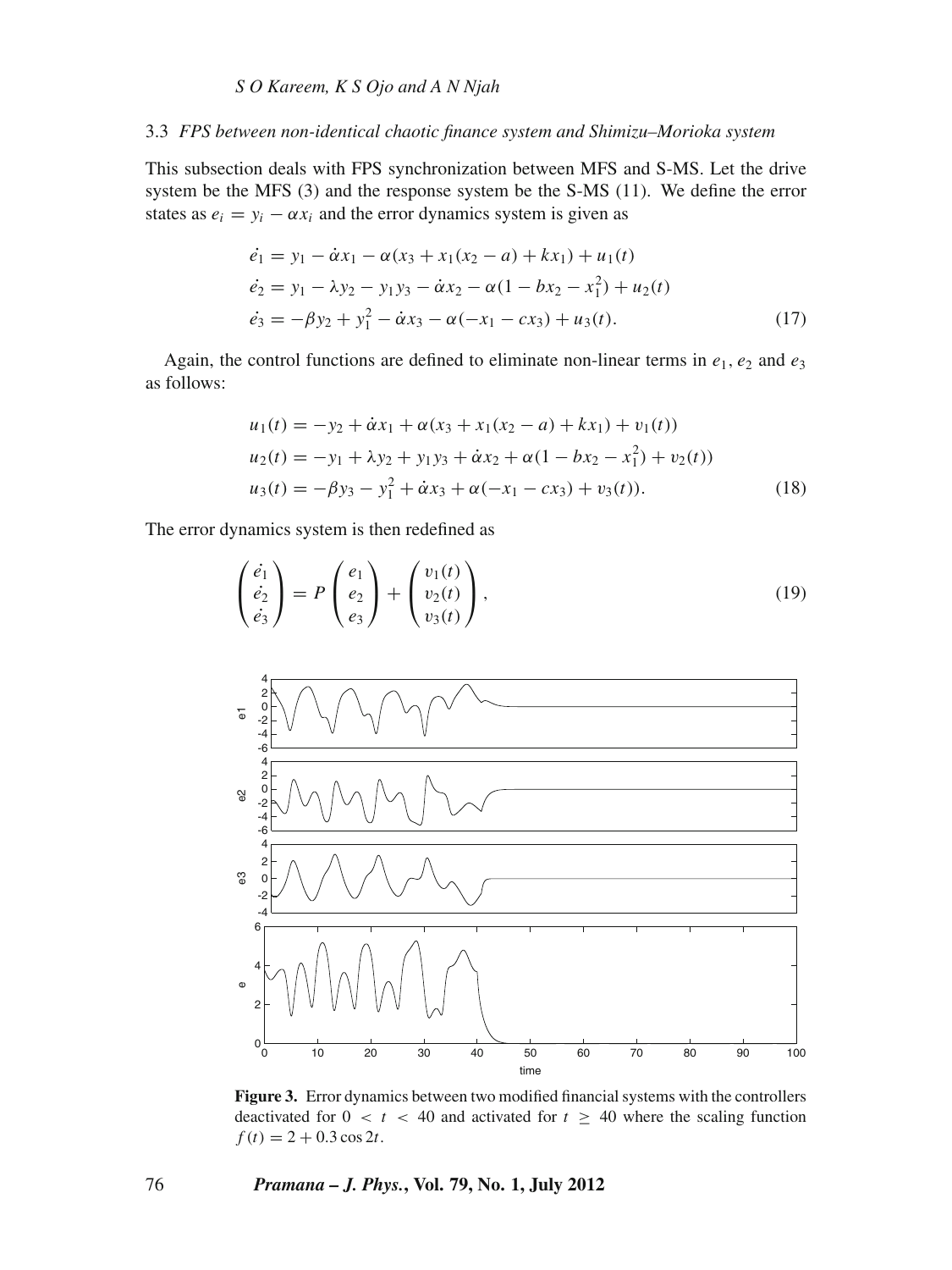### 3.3 *FPS between non-identical chaotic finance system and Shimizu–Morioka system*

This subsection deals with FPS synchronization between MFS and S-MS. Let the drive system be the MFS (3) and the response system be the S-MS (11). We define the error states as $e_i = y_i - \alpha x_i$ and the error dynamics system is given as

$$
\begin{aligned}
\dot{e_1} &= y_1 - \dot{\alpha} x_1 - \alpha(x_3 + x_1(x_2 - a) + kx_1) + u_1(t) \\
\dot{e_2} &= y_1 - \lambda y_2 - y_1 y_3 - \dot{\alpha} x_2 - \alpha(1 - bx_2 - x_1^2) + u_2(t) \\
\dot{e_3} &= -\beta y_2 + y_1^2 - \dot{\alpha} x_3 - \alpha(-x_1 - cx_3) + u_3(t).
\end{aligned}
\tag{17}
$$

Again, the control functions are defined to eliminate non-linear terms in $e_1$, $e_2$ and $e_3$ as follows:

$$
\begin{aligned}
u_1(t) &= -y_2 + \dot{\alpha} x_1 + \alpha(x_3 + x_1(x_2 - a) + kx_1) + v_1(t)) \\
u_2(t) &= -y_1 + \lambda y_2 + y_1 y_3 + \dot{\alpha} x_2 + \alpha(1 - bx_2 - x_1^2) + v_2(t)) \\
u_3(t) &= -\beta y_3 - y_1^2 + \dot{\alpha} x_3 + \alpha(-x_1 - cx_3) + v_3(t)).
\end{aligned}
\tag{18}
$$

The error dynamics system is then redefined as

$$
\begin{pmatrix} \dot{e_1} \\ \dot{e_2} \\ \dot{e_3} \end{pmatrix} = P \begin{pmatrix} e_1 \\ e_2 \\ e_3 \end{pmatrix} + \begin{pmatrix} v_1(t) \\ v_2(t) \\ v_3(t) \end{pmatrix},
\tag{19}
$$

**Figure 3.** Error dynamics between two modified financial systems with the controllers deactivated for $0 < t < 40$ and activated for $t \geq 40$ where the scaling function $f(t) = 2 + 0.3 \cos 2t$.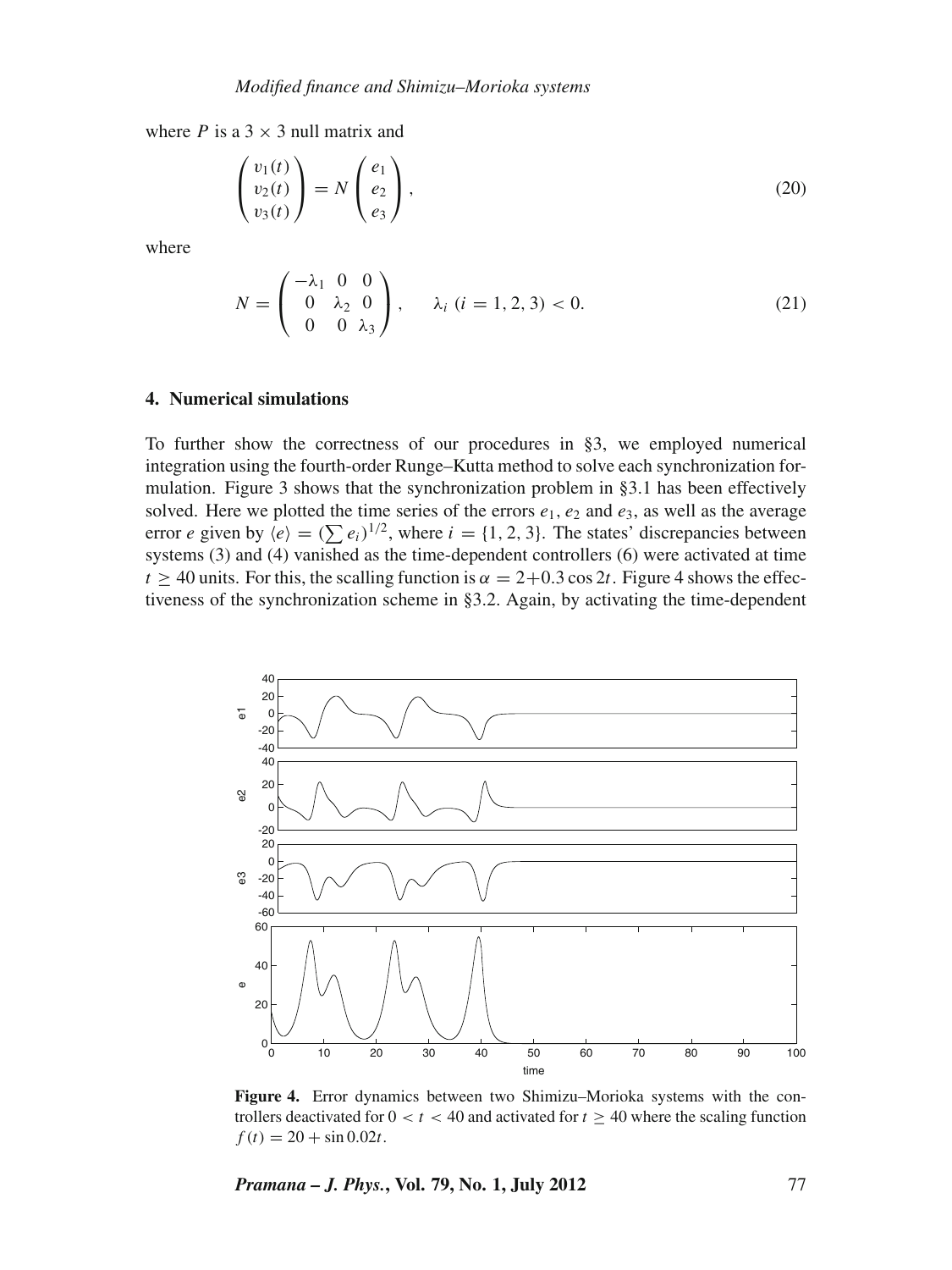where $P$ is a $3 \times 3$ null matrix and

$$\begin{pmatrix} v_1(t) \\ v_2(t) \\ v_3(t) \end{pmatrix} = N \begin{pmatrix} e_1 \\ e_2 \\ e_3 \end{pmatrix}, \tag{20}$$

where

$$N = \begin{pmatrix} -\lambda_1 & 0 & 0 \\ 0 & \lambda_2 & 0 \\ 0 & 0 & \lambda_3 \end{pmatrix}, \qquad \lambda_i \ (i = 1, 2, 3) < 0. \tag{21}$$

## 4. Numerical simulations

To further show the correctness of our procedures in §3, we employed numerical integration using the fourth-order Runge–Kutta method to solve each synchronization formulation. Figure 3 shows that the synchronization problem in §3.1 has been effectively solved. Here we plotted the time series of the errors $e_1$, $e_2$ and $e_3$, as well as the average error $e$ given by $\langle e \rangle = (\sum e_i)^{1/2}$, where $i = \{1, 2, 3\}$. The states' discrepancies between systems (3) and (4) vanished as the time-dependent controllers (6) were activated at time $t \geq 40$ units. For this, the scalling function is $\alpha = 2+0.3\cos 2t$. Figure 4 shows the effectiveness of the synchronization scheme in §3.2. Again, by activating the time-dependent

**Figure 4.** Error dynamics between two Shimizu–Morioka systems with the controllers deactivated for $0 < t < 40$ and activated for $t \geq 40$ where the scaling function $f(t) = 20 + \sin 0.02t$.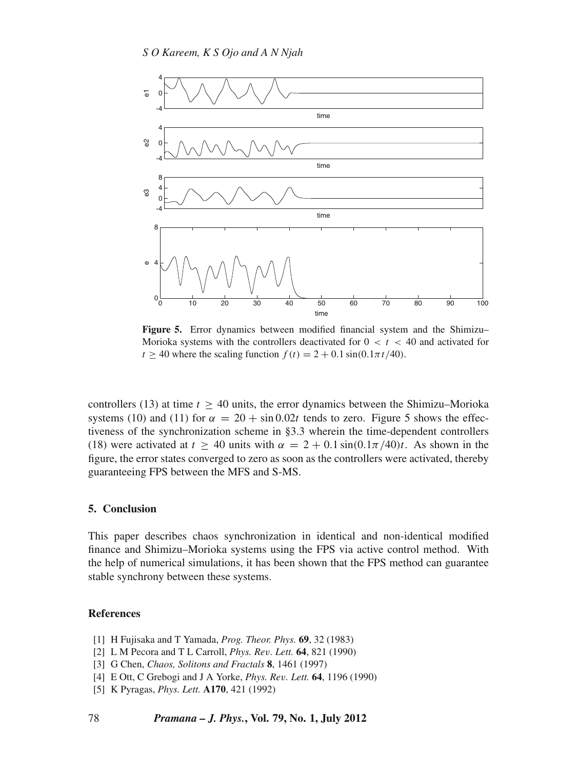**Figure 5.** Error dynamics between modified financial system and the Shimizu–Morioka systems with the controllers deactivated for $0 < t < 40$ and activated for $t \geq 40$ where the scaling function $f(t) = 2 + 0.1 \sin(0.1\pi t/40)$.

controllers (13) at time $t \geq 40$ units, the error dynamics between the Shimizu–Morioka systems (10) and (11) for $\alpha = 20 + \sin 0.02t$ tends to zero. Figure 5 shows the effectiveness of the synchronization scheme in §3.3 wherein the time-dependent controllers (18) were activated at $t \geq 40$ units with $\alpha = 2 + 0.1 \sin(0.1\pi/40)t$. As shown in the figure, the error states converged to zero as soon as the controllers were activated, thereby guaranteeing FPS between the MFS and S-MS.

## 5. Conclusion

This paper describes chaos synchronization in identical and non-identical modified finance and Shimizu–Morioka systems using the FPS via active control method. With the help of numerical simulations, it has been shown that the FPS method can guarantee stable synchrony between these systems.

## References

[1] H Fujisaka and T Yamada, *Prog. Theor. Phys.* **69**, 32 (1983)
[2] L M Pecora and T L Carroll, *Phys. Rev. Lett.* **64**, 821 (1990)
[3] G Chen, *Chaos, Solitons and Fractals* **8**, 1461 (1997)
[4] E Ott, C Grebogi and J A Yorke, *Phys. Rev. Lett.* **64**, 1196 (1990)
[5] K Pyragas, *Phys. Lett.* **A170**, 421 (1992)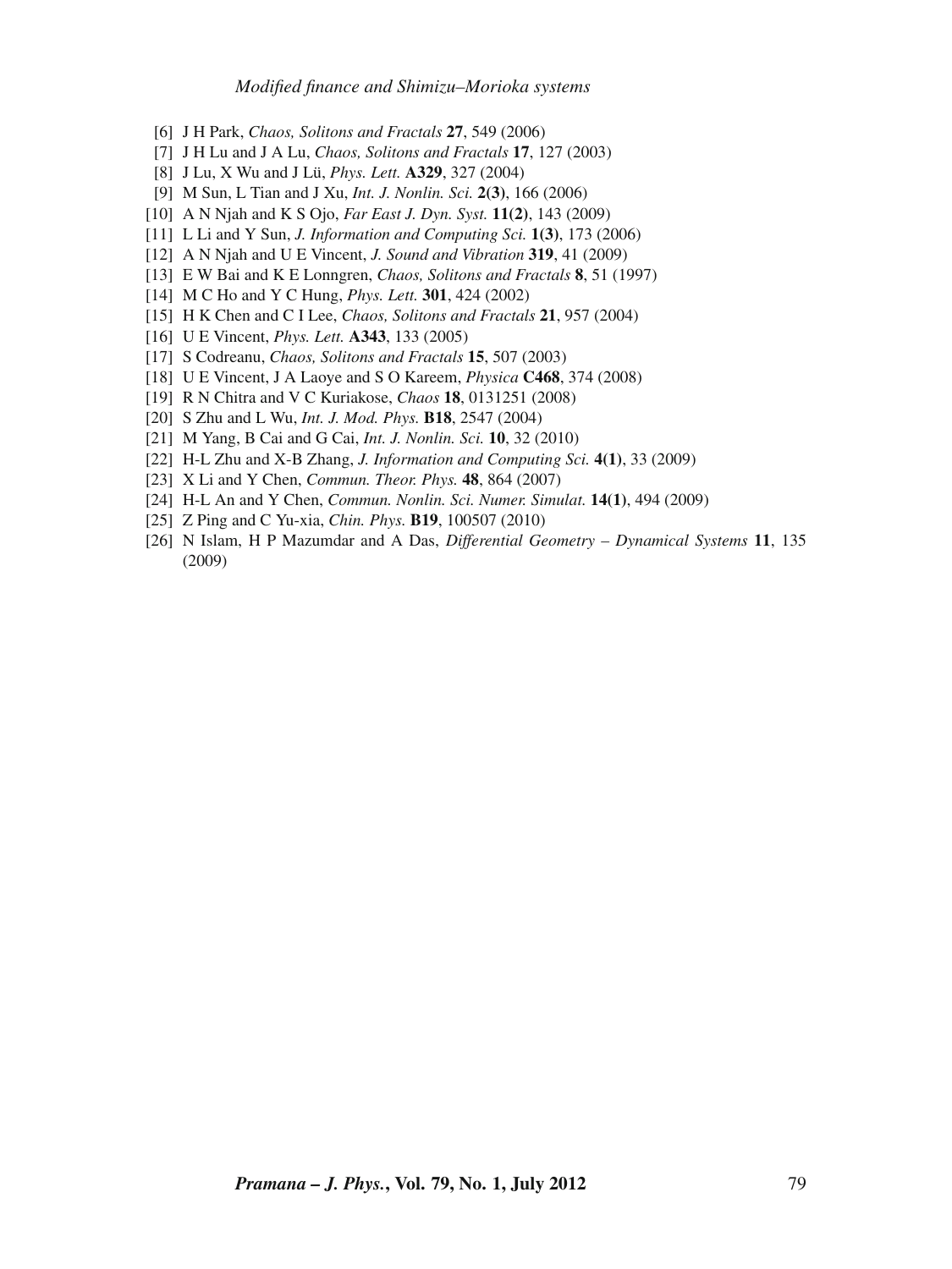[6] J H Park, *Chaos, Solitons and Fractals* **27**, 549 (2006)

[7] J H Lu and J A Lu, *Chaos, Solitons and Fractals* **17**, 127 (2003)

[8] J Lu, X Wu and J Lü, *Phys. Lett.* **A329**, 327 (2004)

[9] M Sun, L Tian and J Xu, *Int. J. Nonlin. Sci.* **2(3)**, 166 (2006)

[10] A N Njah and K S Ojo, *Far East J. Dyn. Syst.* **11(2)**, 143 (2009)

[11] L Li and Y Sun, *J. Information and Computing Sci.* **1(3)**, 173 (2006)

[12] A N Njah and U E Vincent, *J. Sound and Vibration* **319**, 41 (2009)

[13] E W Bai and K E Lonngren, *Chaos, Solitons and Fractals* **8**, 51 (1997)

[14] M C Ho and Y C Hung, *Phys. Lett.* **301**, 424 (2002)

[15] H K Chen and C I Lee, *Chaos, Solitons and Fractals* **21**, 957 (2004)

[16] U E Vincent, *Phys. Lett.* **A343**, 133 (2005)

[17] S Codreanu, *Chaos, Solitons and Fractals* **15**, 507 (2003)

[18] U E Vincent, J A Laoye and S O Kareem, *Physica* **C468**, 374 (2008)

[19] R N Chitra and V C Kuriakose, *Chaos* **18**, 0131251 (2008)

[20] S Zhu and L Wu, *Int. J. Mod. Phys.* **B18**, 2547 (2004)

[21] M Yang, B Cai and G Cai, *Int. J. Nonlin. Sci.* **10**, 32 (2010)

[22] H-L Zhu and X-B Zhang, *J. Information and Computing Sci.* **4(1)**, 33 (2009)

[23] X Li and Y Chen, *Commun. Theor. Phys.* **48**, 864 (2007)

[24] H-L An and Y Chen, *Commun. Nonlin. Sci. Numer. Simulat.* **14(1)**, 494 (2009)

[25] Z Ping and C Yu-xia, *Chin. Phys.* **B19**, 100507 (2010)

[26] N Islam, H P Mazumdar and A Das, *Differential Geometry – Dynamical Systems* **11**, 135 (2009)